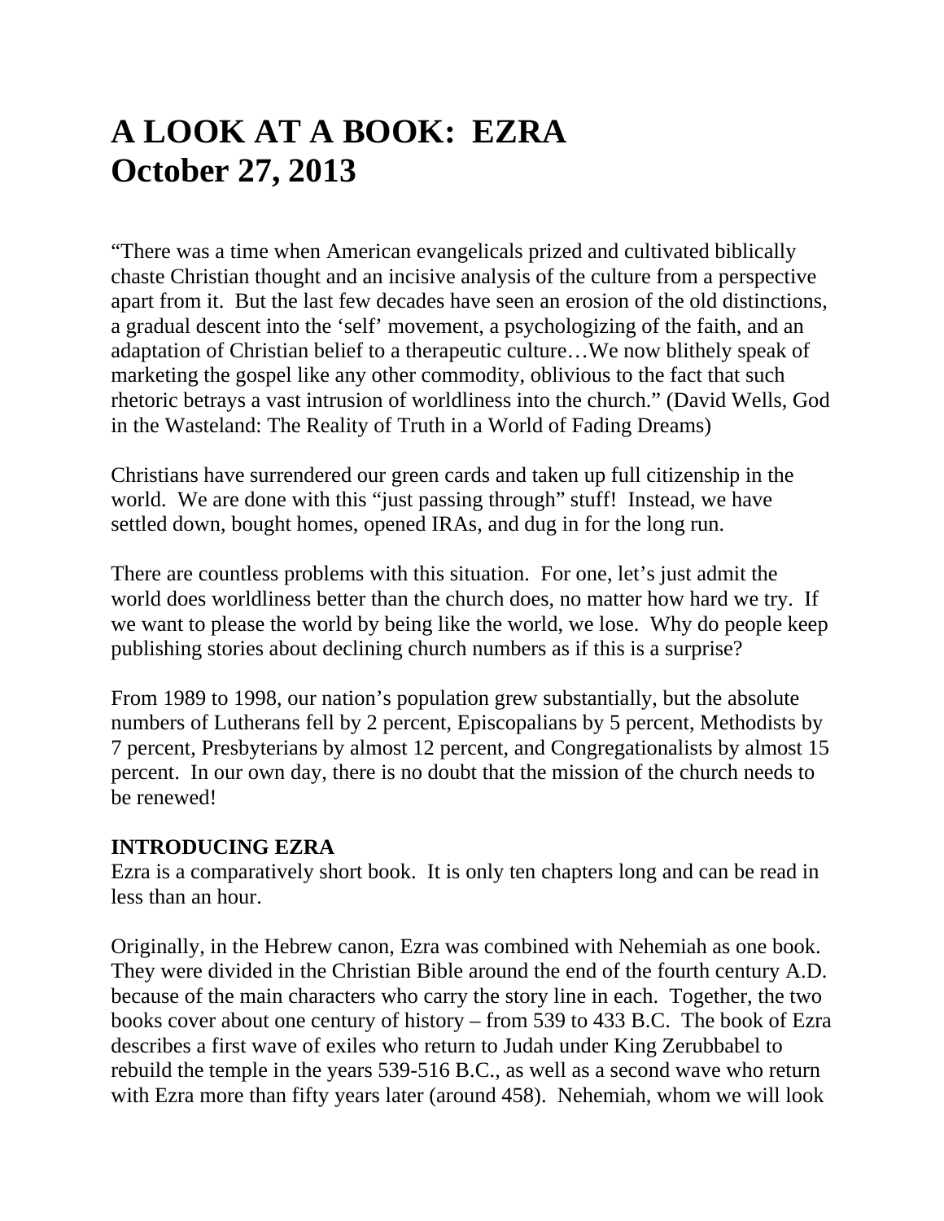# A LOOK AT A BOOK: EZRA
# October 27, 2013

"There was a time when American evangelicals prized and cultivated biblically chaste Christian thought and an incisive analysis of the culture from a perspective apart from it. But the last few decades have seen an erosion of the old distinctions, a gradual descent into the 'self' movement, a psychologizing of the faith, and an adaptation of Christian belief to a therapeutic culture…We now blithely speak of marketing the gospel like any other commodity, oblivious to the fact that such rhetoric betrays a vast intrusion of worldliness into the church." (David Wells, God in the Wasteland: The Reality of Truth in a World of Fading Dreams)

Christians have surrendered our green cards and taken up full citizenship in the world. We are done with this "just passing through" stuff! Instead, we have settled down, bought homes, opened IRAs, and dug in for the long run.

There are countless problems with this situation. For one, let's just admit the world does worldliness better than the church does, no matter how hard we try. If we want to please the world by being like the world, we lose. Why do people keep publishing stories about declining church numbers as if this is a surprise?

From 1989 to 1998, our nation's population grew substantially, but the absolute numbers of Lutherans fell by 2 percent, Episcopalians by 5 percent, Methodists by 7 percent, Presbyterians by almost 12 percent, and Congregationalists by almost 15 percent. In our own day, there is no doubt that the mission of the church needs to be renewed!

**INTRODUCING EZRA**

Ezra is a comparatively short book. It is only ten chapters long and can be read in less than an hour.

Originally, in the Hebrew canon, Ezra was combined with Nehemiah as one book. They were divided in the Christian Bible around the end of the fourth century A.D. because of the main characters who carry the story line in each. Together, the two books cover about one century of history – from 539 to 433 B.C. The book of Ezra describes a first wave of exiles who return to Judah under King Zerubbabel to rebuild the temple in the years 539-516 B.C., as well as a second wave who return with Ezra more than fifty years later (around 458). Nehemiah, whom we will look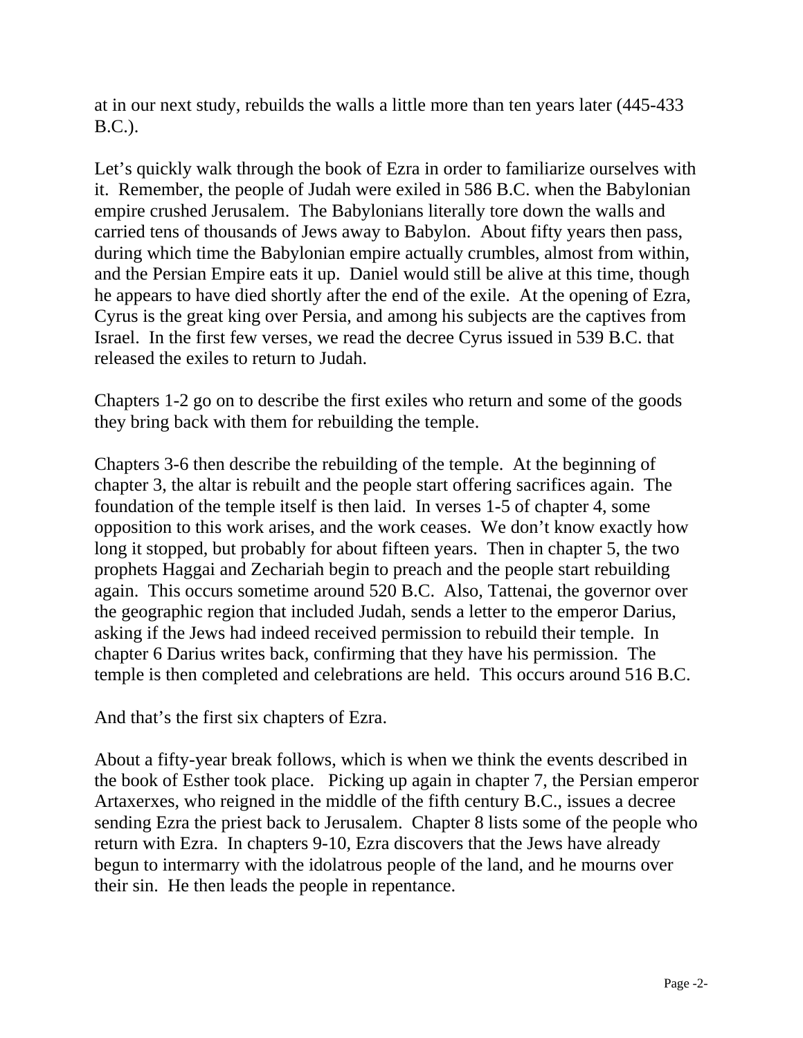at in our next study, rebuilds the walls a little more than ten years later (445-433 B.C.).

Let's quickly walk through the book of Ezra in order to familiarize ourselves with it. Remember, the people of Judah were exiled in 586 B.C. when the Babylonian empire crushed Jerusalem. The Babylonians literally tore down the walls and carried tens of thousands of Jews away to Babylon. About fifty years then pass, during which time the Babylonian empire actually crumbles, almost from within, and the Persian Empire eats it up. Daniel would still be alive at this time, though he appears to have died shortly after the end of the exile. At the opening of Ezra, Cyrus is the great king over Persia, and among his subjects are the captives from Israel. In the first few verses, we read the decree Cyrus issued in 539 B.C. that released the exiles to return to Judah.

Chapters 1-2 go on to describe the first exiles who return and some of the goods they bring back with them for rebuilding the temple.

Chapters 3-6 then describe the rebuilding of the temple. At the beginning of chapter 3, the altar is rebuilt and the people start offering sacrifices again. The foundation of the temple itself is then laid. In verses 1-5 of chapter 4, some opposition to this work arises, and the work ceases. We don't know exactly how long it stopped, but probably for about fifteen years. Then in chapter 5, the two prophets Haggai and Zechariah begin to preach and the people start rebuilding again. This occurs sometime around 520 B.C. Also, Tattenai, the governor over the geographic region that included Judah, sends a letter to the emperor Darius, asking if the Jews had indeed received permission to rebuild their temple. In chapter 6 Darius writes back, confirming that they have his permission. The temple is then completed and celebrations are held. This occurs around 516 B.C.

And that's the first six chapters of Ezra.

About a fifty-year break follows, which is when we think the events described in the book of Esther took place. Picking up again in chapter 7, the Persian emperor Artaxerxes, who reigned in the middle of the fifth century B.C., issues a decree sending Ezra the priest back to Jerusalem. Chapter 8 lists some of the people who return with Ezra. In chapters 9-10, Ezra discovers that the Jews have already begun to intermarry with the idolatrous people of the land, and he mourns over their sin. He then leads the people in repentance.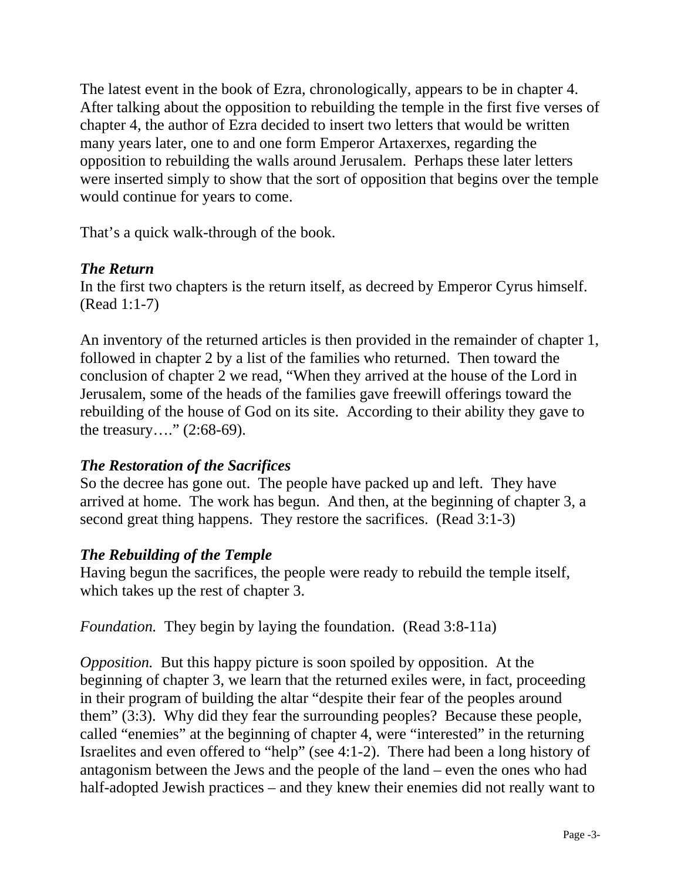The latest event in the book of Ezra, chronologically, appears to be in chapter 4. After talking about the opposition to rebuilding the temple in the first five verses of chapter 4, the author of Ezra decided to insert two letters that would be written many years later, one to and one form Emperor Artaxerxes, regarding the opposition to rebuilding the walls around Jerusalem. Perhaps these later letters were inserted simply to show that the sort of opposition that begins over the temple would continue for years to come.

That's a quick walk-through of the book.

***The Return***

In the first two chapters is the return itself, as decreed by Emperor Cyrus himself. (Read 1:1-7)

An inventory of the returned articles is then provided in the remainder of chapter 1, followed in chapter 2 by a list of the families who returned. Then toward the conclusion of chapter 2 we read, "When they arrived at the house of the Lord in Jerusalem, some of the heads of the families gave freewill offerings toward the rebuilding of the house of God on its site. According to their ability they gave to the treasury…." (2:68-69).

***The Restoration of the Sacrifices***

So the decree has gone out. The people have packed up and left. They have arrived at home. The work has begun. And then, at the beginning of chapter 3, a second great thing happens. They restore the sacrifices. (Read 3:1-3)

***The Rebuilding of the Temple***

Having begun the sacrifices, the people were ready to rebuild the temple itself, which takes up the rest of chapter 3.

*Foundation.* They begin by laying the foundation. (Read 3:8-11a)

*Opposition.* But this happy picture is soon spoiled by opposition. At the beginning of chapter 3, we learn that the returned exiles were, in fact, proceeding in their program of building the altar "despite their fear of the peoples around them" (3:3). Why did they fear the surrounding peoples? Because these people, called "enemies" at the beginning of chapter 4, were "interested" in the returning Israelites and even offered to "help" (see 4:1-2). There had been a long history of antagonism between the Jews and the people of the land – even the ones who had half-adopted Jewish practices – and they knew their enemies did not really want to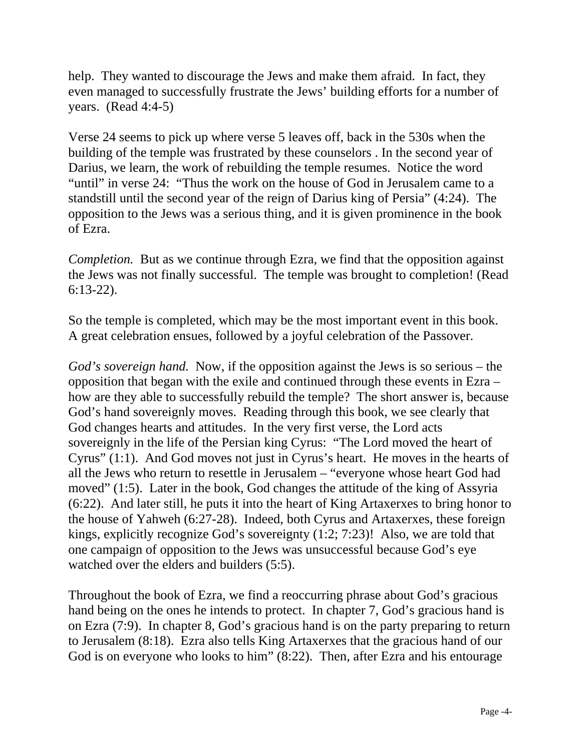help. They wanted to discourage the Jews and make them afraid. In fact, they even managed to successfully frustrate the Jews' building efforts for a number of years. (Read 4:4-5)

Verse 24 seems to pick up where verse 5 leaves off, back in the 530s when the building of the temple was frustrated by these counselors . In the second year of Darius, we learn, the work of rebuilding the temple resumes. Notice the word "until" in verse 24: "Thus the work on the house of God in Jerusalem came to a standstill until the second year of the reign of Darius king of Persia" (4:24). The opposition to the Jews was a serious thing, and it is given prominence in the book of Ezra.

*Completion.* But as we continue through Ezra, we find that the opposition against the Jews was not finally successful. The temple was brought to completion! (Read 6:13-22).

So the temple is completed, which may be the most important event in this book. A great celebration ensues, followed by a joyful celebration of the Passover.

*God's sovereign hand.* Now, if the opposition against the Jews is so serious – the opposition that began with the exile and continued through these events in Ezra – how are they able to successfully rebuild the temple? The short answer is, because God's hand sovereignly moves. Reading through this book, we see clearly that God changes hearts and attitudes. In the very first verse, the Lord acts sovereignly in the life of the Persian king Cyrus: "The Lord moved the heart of Cyrus" (1:1). And God moves not just in Cyrus's heart. He moves in the hearts of all the Jews who return to resettle in Jerusalem – "everyone whose heart God had moved" (1:5). Later in the book, God changes the attitude of the king of Assyria (6:22). And later still, he puts it into the heart of King Artaxerxes to bring honor to the house of Yahweh (6:27-28). Indeed, both Cyrus and Artaxerxes, these foreign kings, explicitly recognize God's sovereignty (1:2; 7:23)! Also, we are told that one campaign of opposition to the Jews was unsuccessful because God's eye watched over the elders and builders (5:5).

Throughout the book of Ezra, we find a reoccurring phrase about God's gracious hand being on the ones he intends to protect. In chapter 7, God's gracious hand is on Ezra (7:9). In chapter 8, God's gracious hand is on the party preparing to return to Jerusalem (8:18). Ezra also tells King Artaxerxes that the gracious hand of our God is on everyone who looks to him" (8:22). Then, after Ezra and his entourage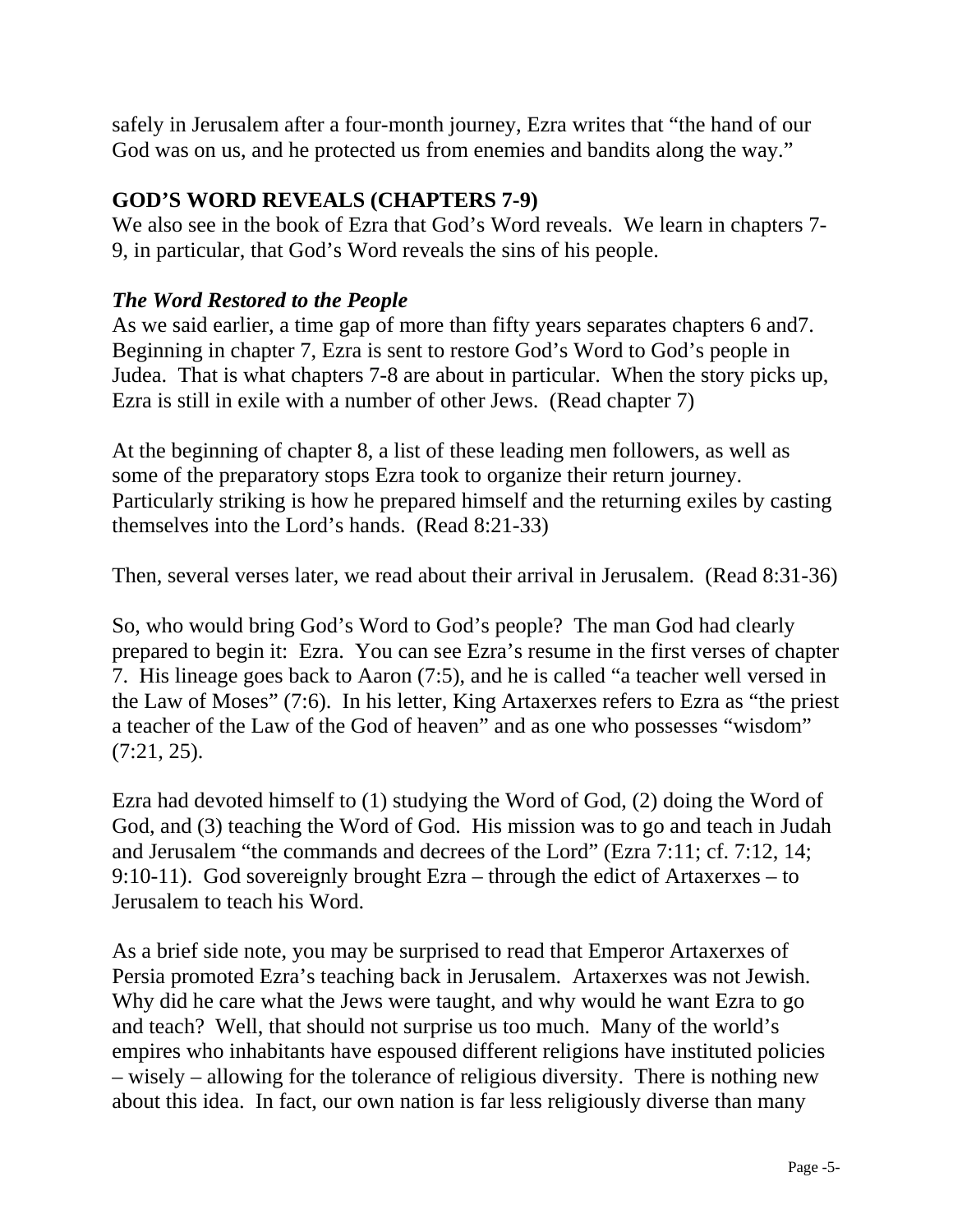safely in Jerusalem after a four-month journey, Ezra writes that "the hand of our God was on us, and he protected us from enemies and bandits along the way."

## GOD'S WORD REVEALS (CHAPTERS 7-9)

We also see in the book of Ezra that God's Word reveals. We learn in chapters 7-9, in particular, that God's Word reveals the sins of his people.

### *The Word Restored to the People*

As we said earlier, a time gap of more than fifty years separates chapters 6 and7. Beginning in chapter 7, Ezra is sent to restore God's Word to God's people in Judea. That is what chapters 7-8 are about in particular. When the story picks up, Ezra is still in exile with a number of other Jews. (Read chapter 7)

At the beginning of chapter 8, a list of these leading men followers, as well as some of the preparatory stops Ezra took to organize their return journey. Particularly striking is how he prepared himself and the returning exiles by casting themselves into the Lord's hands. (Read 8:21-33)

Then, several verses later, we read about their arrival in Jerusalem. (Read 8:31-36)

So, who would bring God's Word to God's people? The man God had clearly prepared to begin it: Ezra. You can see Ezra's resume in the first verses of chapter 7. His lineage goes back to Aaron (7:5), and he is called "a teacher well versed in the Law of Moses" (7:6). In his letter, King Artaxerxes refers to Ezra as "the priest a teacher of the Law of the God of heaven" and as one who possesses "wisdom" (7:21, 25).

Ezra had devoted himself to (1) studying the Word of God, (2) doing the Word of God, and (3) teaching the Word of God. His mission was to go and teach in Judah and Jerusalem "the commands and decrees of the Lord" (Ezra 7:11; cf. 7:12, 14; 9:10-11). God sovereignly brought Ezra – through the edict of Artaxerxes – to Jerusalem to teach his Word.

As a brief side note, you may be surprised to read that Emperor Artaxerxes of Persia promoted Ezra's teaching back in Jerusalem. Artaxerxes was not Jewish. Why did he care what the Jews were taught, and why would he want Ezra to go and teach? Well, that should not surprise us too much. Many of the world's empires who inhabitants have espoused different religions have instituted policies – wisely – allowing for the tolerance of religious diversity. There is nothing new about this idea. In fact, our own nation is far less religiously diverse than many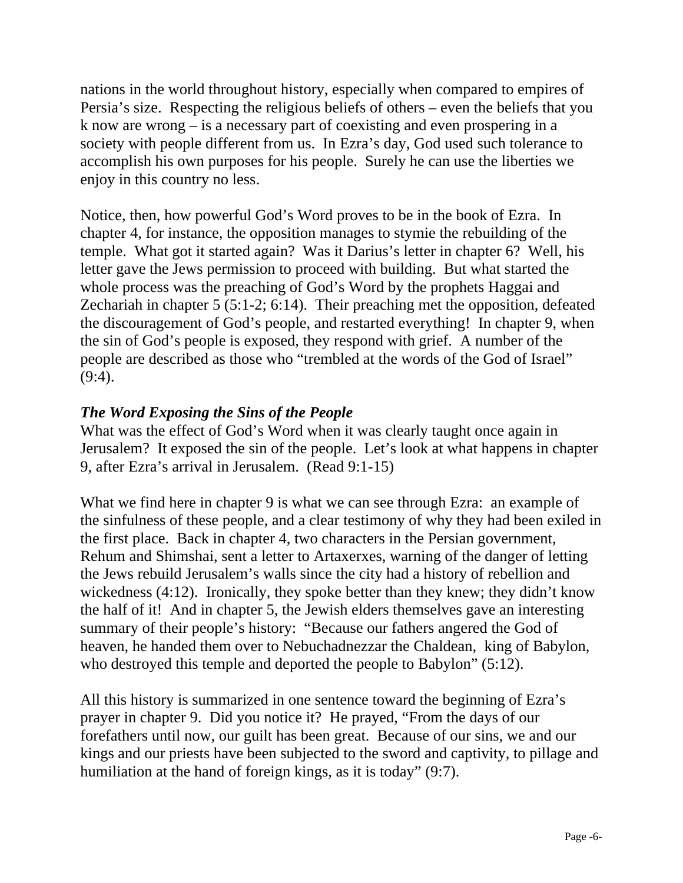nations in the world throughout history, especially when compared to empires of Persia's size. Respecting the religious beliefs of others – even the beliefs that you k now are wrong – is a necessary part of coexisting and even prospering in a society with people different from us. In Ezra's day, God used such tolerance to accomplish his own purposes for his people. Surely he can use the liberties we enjoy in this country no less.

Notice, then, how powerful God's Word proves to be in the book of Ezra. In chapter 4, for instance, the opposition manages to stymie the rebuilding of the temple. What got it started again? Was it Darius's letter in chapter 6? Well, his letter gave the Jews permission to proceed with building. But what started the whole process was the preaching of God's Word by the prophets Haggai and Zechariah in chapter 5 (5:1-2; 6:14). Their preaching met the opposition, defeated the discouragement of God's people, and restarted everything! In chapter 9, when the sin of God's people is exposed, they respond with grief. A number of the people are described as those who "trembled at the words of the God of Israel" (9:4).

***The Word Exposing the Sins of the People***

What was the effect of God's Word when it was clearly taught once again in Jerusalem? It exposed the sin of the people. Let's look at what happens in chapter 9, after Ezra's arrival in Jerusalem. (Read 9:1-15)

What we find here in chapter 9 is what we can see through Ezra: an example of the sinfulness of these people, and a clear testimony of why they had been exiled in the first place. Back in chapter 4, two characters in the Persian government, Rehum and Shimshai, sent a letter to Artaxerxes, warning of the danger of letting the Jews rebuild Jerusalem's walls since the city had a history of rebellion and wickedness (4:12). Ironically, they spoke better than they knew; they didn't know the half of it! And in chapter 5, the Jewish elders themselves gave an interesting summary of their people's history: "Because our fathers angered the God of heaven, he handed them over to Nebuchadnezzar the Chaldean, king of Babylon, who destroyed this temple and deported the people to Babylon" (5:12).

All this history is summarized in one sentence toward the beginning of Ezra's prayer in chapter 9. Did you notice it? He prayed, "From the days of our forefathers until now, our guilt has been great. Because of our sins, we and our kings and our priests have been subjected to the sword and captivity, to pillage and humiliation at the hand of foreign kings, as it is today" (9:7).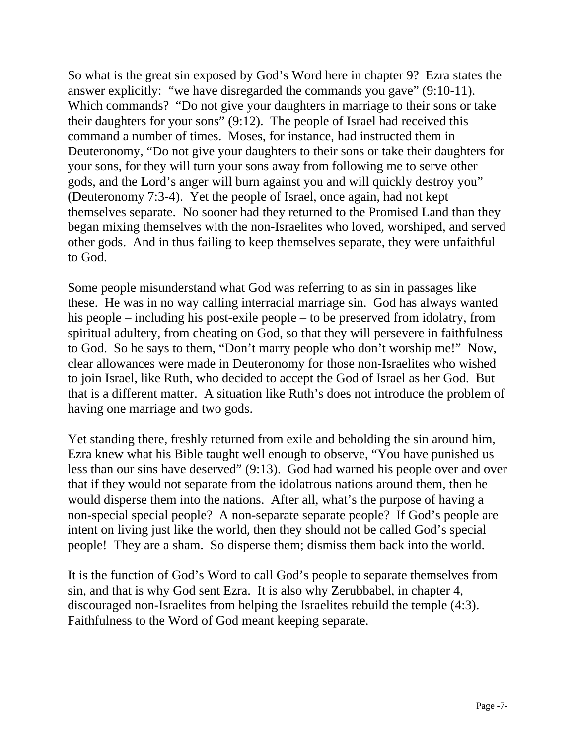So what is the great sin exposed by God's Word here in chapter 9? Ezra states the answer explicitly: "we have disregarded the commands you gave" (9:10-11). Which commands? "Do not give your daughters in marriage to their sons or take their daughters for your sons" (9:12). The people of Israel had received this command a number of times. Moses, for instance, had instructed them in Deuteronomy, "Do not give your daughters to their sons or take their daughters for your sons, for they will turn your sons away from following me to serve other gods, and the Lord's anger will burn against you and will quickly destroy you" (Deuteronomy 7:3-4). Yet the people of Israel, once again, had not kept themselves separate. No sooner had they returned to the Promised Land than they began mixing themselves with the non-Israelites who loved, worshiped, and served other gods. And in thus failing to keep themselves separate, they were unfaithful to God.

Some people misunderstand what God was referring to as sin in passages like these. He was in no way calling interracial marriage sin. God has always wanted his people – including his post-exile people – to be preserved from idolatry, from spiritual adultery, from cheating on God, so that they will persevere in faithfulness to God. So he says to them, "Don't marry people who don't worship me!" Now, clear allowances were made in Deuteronomy for those non-Israelites who wished to join Israel, like Ruth, who decided to accept the God of Israel as her God. But that is a different matter. A situation like Ruth's does not introduce the problem of having one marriage and two gods.

Yet standing there, freshly returned from exile and beholding the sin around him, Ezra knew what his Bible taught well enough to observe, "You have punished us less than our sins have deserved" (9:13). God had warned his people over and over that if they would not separate from the idolatrous nations around them, then he would disperse them into the nations. After all, what's the purpose of having a non-special special people? A non-separate separate people? If God's people are intent on living just like the world, then they should not be called God's special people! They are a sham. So disperse them; dismiss them back into the world.

It is the function of God's Word to call God's people to separate themselves from sin, and that is why God sent Ezra. It is also why Zerubbabel, in chapter 4, discouraged non-Israelites from helping the Israelites rebuild the temple (4:3). Faithfulness to the Word of God meant keeping separate.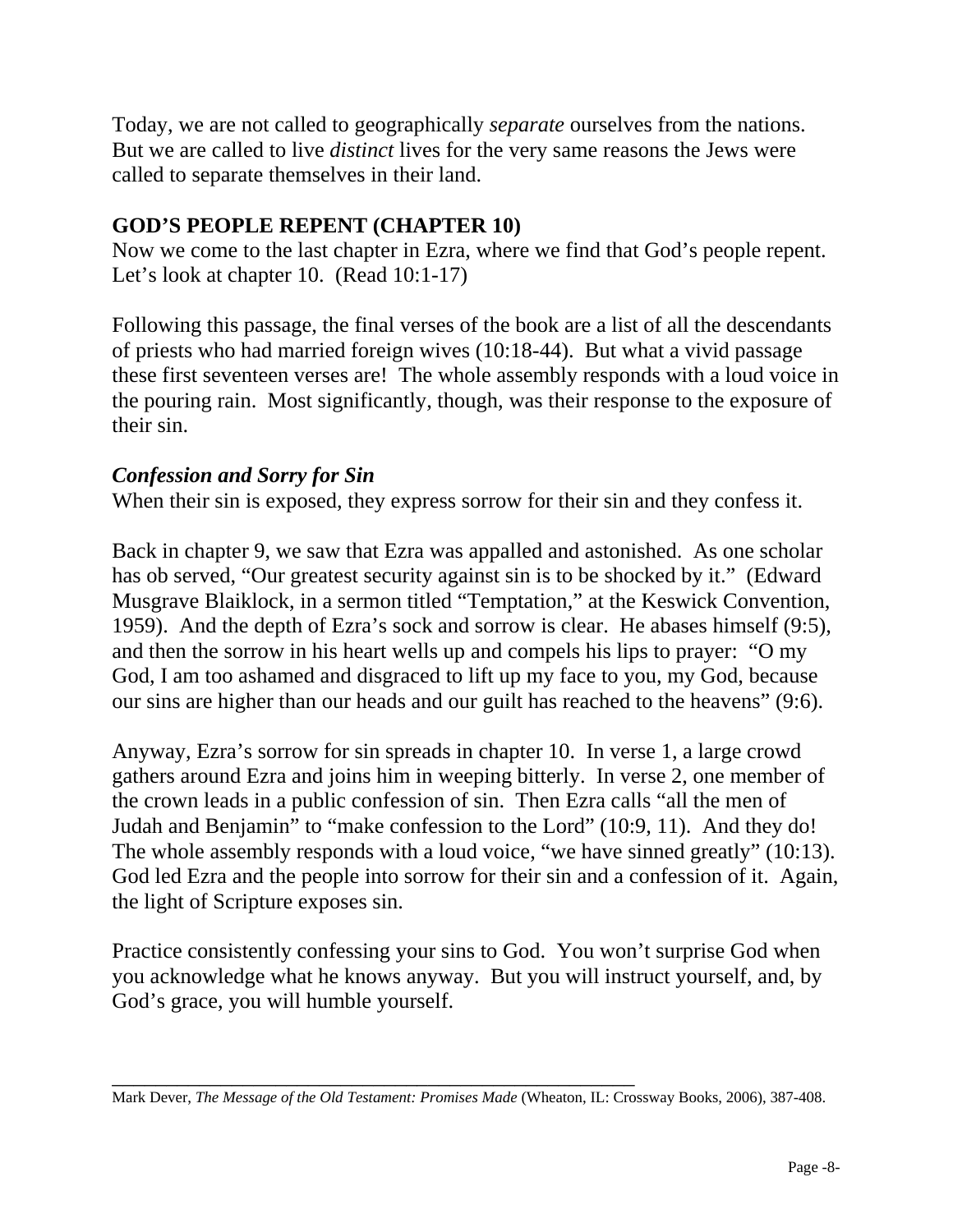Today, we are not called to geographically *separate* ourselves from the nations. But we are called to live *distinct* lives for the very same reasons the Jews were called to separate themselves in their land.

## GOD'S PEOPLE REPENT (CHAPTER 10)

Now we come to the last chapter in Ezra, where we find that God's people repent. Let's look at chapter 10. (Read 10:1-17)

Following this passage, the final verses of the book are a list of all the descendants of priests who had married foreign wives (10:18-44). But what a vivid passage these first seventeen verses are! The whole assembly responds with a loud voice in the pouring rain. Most significantly, though, was their response to the exposure of their sin.

### *Confession and Sorry for Sin*

When their sin is exposed, they express sorrow for their sin and they confess it.

Back in chapter 9, we saw that Ezra was appalled and astonished. As one scholar has ob served, "Our greatest security against sin is to be shocked by it." (Edward Musgrave Blaiklock, in a sermon titled "Temptation," at the Keswick Convention, 1959). And the depth of Ezra's sock and sorrow is clear. He abases himself (9:5), and then the sorrow in his heart wells up and compels his lips to prayer: "O my God, I am too ashamed and disgraced to lift up my face to you, my God, because our sins are higher than our heads and our guilt has reached to the heavens" (9:6).

Anyway, Ezra's sorrow for sin spreads in chapter 10. In verse 1, a large crowd gathers around Ezra and joins him in weeping bitterly. In verse 2, one member of the crown leads in a public confession of sin. Then Ezra calls "all the men of Judah and Benjamin" to "make confession to the Lord" (10:9, 11). And they do! The whole assembly responds with a loud voice, "we have sinned greatly" (10:13). God led Ezra and the people into sorrow for their sin and a confession of it. Again, the light of Scripture exposes sin.

Practice consistently confessing your sins to God. You won't surprise God when you acknowledge what he knows anyway. But you will instruct yourself, and, by God's grace, you will humble yourself.

---

Mark Dever, *The Message of the Old Testament: Promises Made* (Wheaton, IL: Crossway Books, 2006), 387-408.